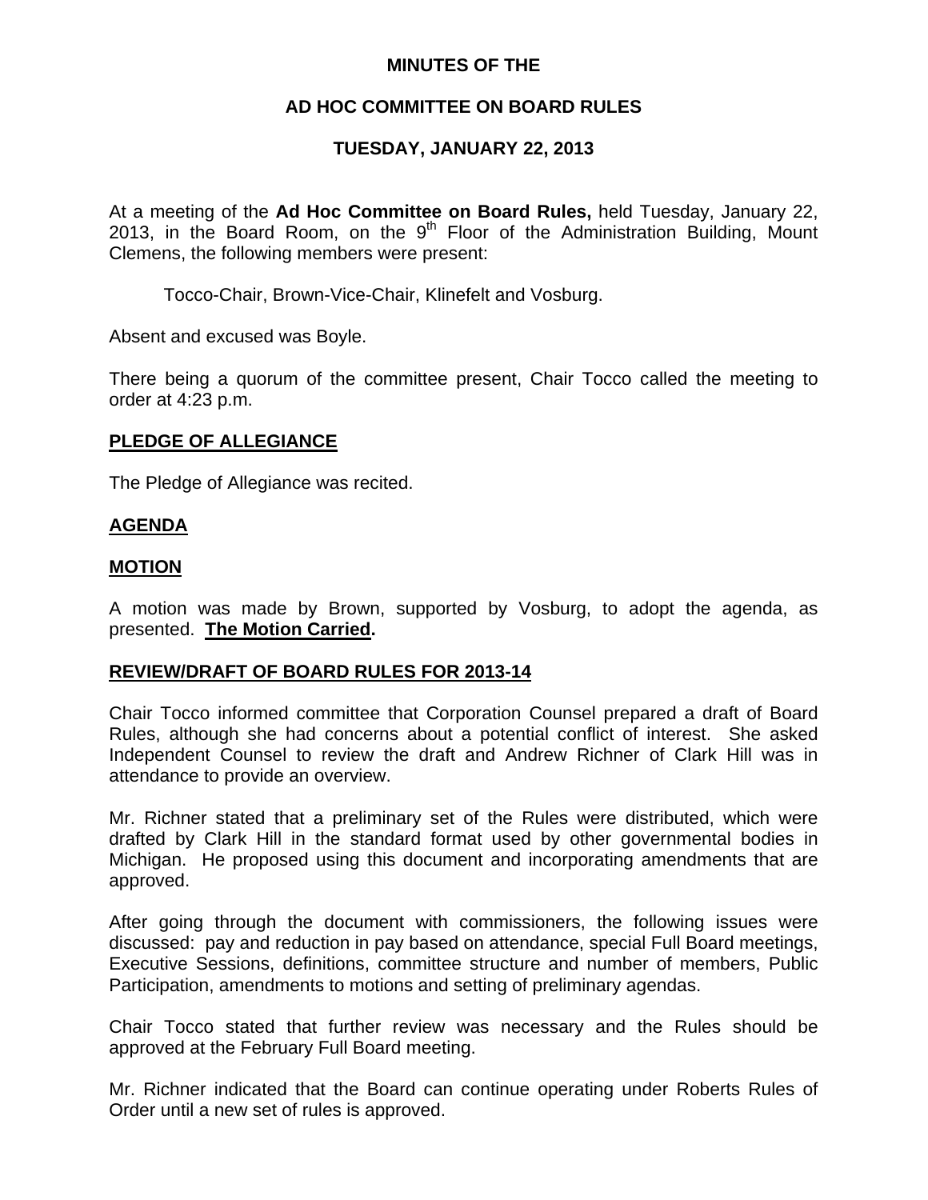**MINUTES OF THE**

**AD HOC COMMITTEE ON BOARD RULES**

**TUESDAY, JANUARY 22, 2013**

At a meeting of the **Ad Hoc Committee on Board Rules,** held Tuesday, January 22, 2013, in the Board Room, on the 9th Floor of the Administration Building, Mount Clemens, the following members were present:

Tocco-Chair, Brown-Vice-Chair, Klinefelt and Vosburg.

Absent and excused was Boyle.

There being a quorum of the committee present, Chair Tocco called the meeting to order at 4:23 p.m.

**PLEDGE OF ALLEGIANCE**

The Pledge of Allegiance was recited.

**AGENDA**

**MOTION**

A motion was made by Brown, supported by Vosburg, to adopt the agenda, as presented. **The Motion Carried.**

**REVIEW/DRAFT OF BOARD RULES FOR 2013-14**

Chair Tocco informed committee that Corporation Counsel prepared a draft of Board Rules, although she had concerns about a potential conflict of interest. She asked Independent Counsel to review the draft and Andrew Richner of Clark Hill was in attendance to provide an overview.

Mr. Richner stated that a preliminary set of the Rules were distributed, which were drafted by Clark Hill in the standard format used by other governmental bodies in Michigan. He proposed using this document and incorporating amendments that are approved.

After going through the document with commissioners, the following issues were discussed: pay and reduction in pay based on attendance, special Full Board meetings, Executive Sessions, definitions, committee structure and number of members, Public Participation, amendments to motions and setting of preliminary agendas.

Chair Tocco stated that further review was necessary and the Rules should be approved at the February Full Board meeting.

Mr. Richner indicated that the Board can continue operating under Roberts Rules of Order until a new set of rules is approved.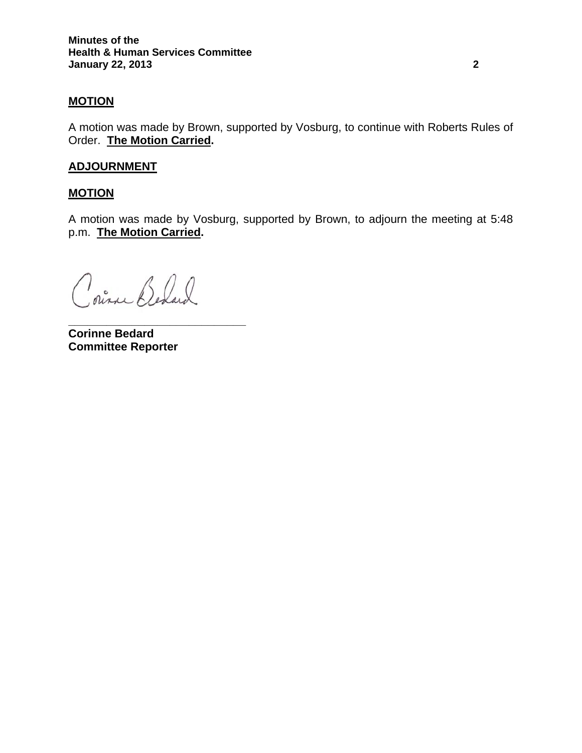**MOTION**

A motion was made by Brown, supported by Vosburg, to continue with Roberts Rules of Order. **The Motion Carried.**

**ADJOURNMENT**

**MOTION**

A motion was made by Vosburg, supported by Brown, to adjourn the meeting at 5:48 p.m. **The Motion Carried.**

_______________________________

**Corinne Bedard**
**Committee Reporter**